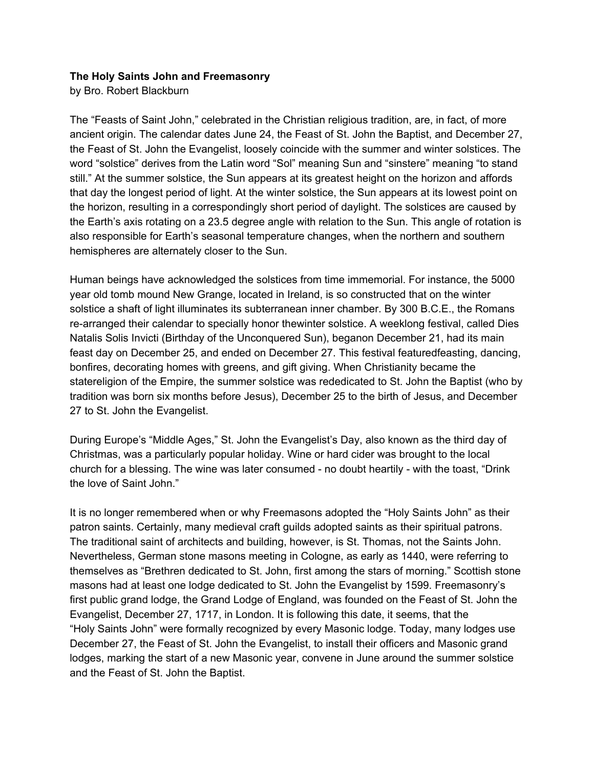**The Holy Saints John and Freemasonry**

by Bro. Robert Blackburn

The “Feasts of Saint John,” celebrated in the Christian religious tradition, are, in fact, of more ancient origin. The calendar dates June 24, the Feast of St. John the Baptist, and December 27, the Feast of St. John the Evangelist, loosely coincide with the summer and winter solstices. The word “solstice” derives from the Latin word “Sol” meaning Sun and “sinstere” meaning “to stand still.” At the summer solstice, the Sun appears at its greatest height on the horizon and affords that day the longest period of light. At the winter solstice, the Sun appears at its lowest point on the horizon, resulting in a correspondingly short period of daylight. The solstices are caused by the Earth’s axis rotating on a 23.5 degree angle with relation to the Sun. This angle of rotation is also responsible for Earth’s seasonal temperature changes, when the northern and southern hemispheres are alternately closer to the Sun.

Human beings have acknowledged the solstices from time immemorial. For instance, the 5000 year old tomb mound New Grange, located in Ireland, is so constructed that on the winter solstice a shaft of light illuminates its subterranean inner chamber. By 300 B.C.E., the Romans re-arranged their calendar to specially honor thewinter solstice. A weeklong festival, called Dies Natalis Solis Invicti (Birthday of the Unconquered Sun), beganon December 21, had its main feast day on December 25, and ended on December 27. This festival featuredfeasting, dancing, bonfires, decorating homes with greens, and gift giving. When Christianity became the statereligion of the Empire, the summer solstice was rededicated to St. John the Baptist (who by tradition was born six months before Jesus), December 25 to the birth of Jesus, and December 27 to St. John the Evangelist.

During Europe’s “Middle Ages,” St. John the Evangelist’s Day, also known as the third day of Christmas, was a particularly popular holiday. Wine or hard cider was brought to the local church for a blessing. The wine was later consumed - no doubt heartily - with the toast, “Drink the love of Saint John.”

It is no longer remembered when or why Freemasons adopted the “Holy Saints John” as their patron saints. Certainly, many medieval craft guilds adopted saints as their spiritual patrons. The traditional saint of architects and building, however, is St. Thomas, not the Saints John. Nevertheless, German stone masons meeting in Cologne, as early as 1440, were referring to themselves as “Brethren dedicated to St. John, first among the stars of morning.” Scottish stone masons had at least one lodge dedicated to St. John the Evangelist by 1599. Freemasonry’s first public grand lodge, the Grand Lodge of England, was founded on the Feast of St. John the Evangelist, December 27, 1717, in London. It is following this date, it seems, that the “Holy Saints John” were formally recognized by every Masonic lodge. Today, many lodges use December 27, the Feast of St. John the Evangelist, to install their officers and Masonic grand lodges, marking the start of a new Masonic year, convene in June around the summer solstice and the Feast of St. John the Baptist.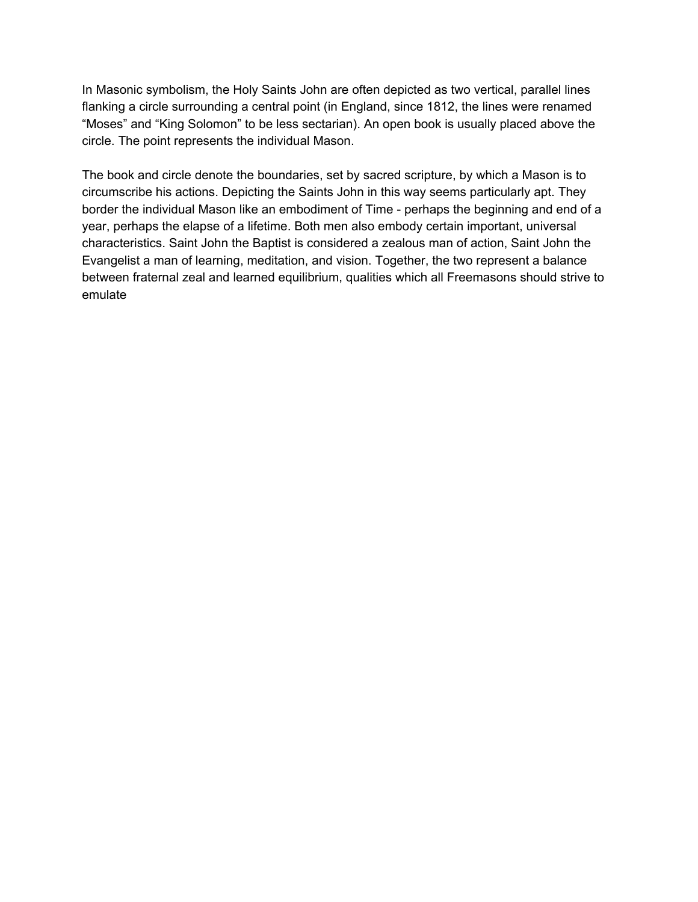In Masonic symbolism, the Holy Saints John are often depicted as two vertical, parallel lines flanking a circle surrounding a central point (in England, since 1812, the lines were renamed “Moses” and “King Solomon” to be less sectarian). An open book is usually placed above the circle. The point represents the individual Mason.

The book and circle denote the boundaries, set by sacred scripture, by which a Mason is to circumscribe his actions. Depicting the Saints John in this way seems particularly apt. They border the individual Mason like an embodiment of Time - perhaps the beginning and end of a year, perhaps the elapse of a lifetime. Both men also embody certain important, universal characteristics. Saint John the Baptist is considered a zealous man of action, Saint John the Evangelist a man of learning, meditation, and vision. Together, the two represent a balance between fraternal zeal and learned equilibrium, qualities which all Freemasons should strive to emulate